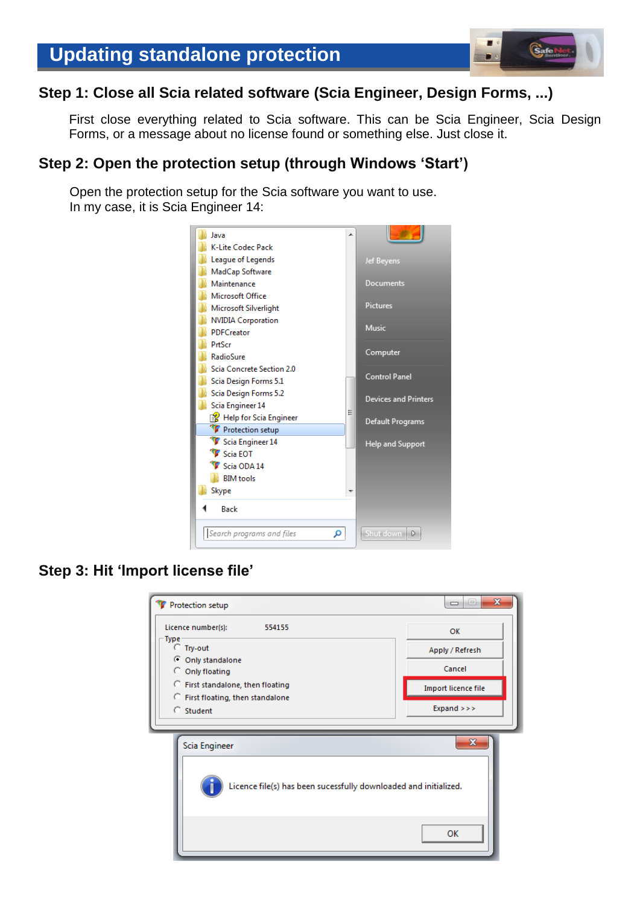# Updating standalone protection

## Step 1: Close all Scia related software (Scia Engineer, Design Forms, ...)

First close everything related to Scia software. This can be Scia Engineer, Scia Design Forms, or a message about no license found or something else. Just close it.

## Step 2: Open the protection setup (through Windows 'Start')

Open the protection setup for the Scia software you want to use.
In my case, it is Scia Engineer 14:

## Step 3: Hit 'Import license file'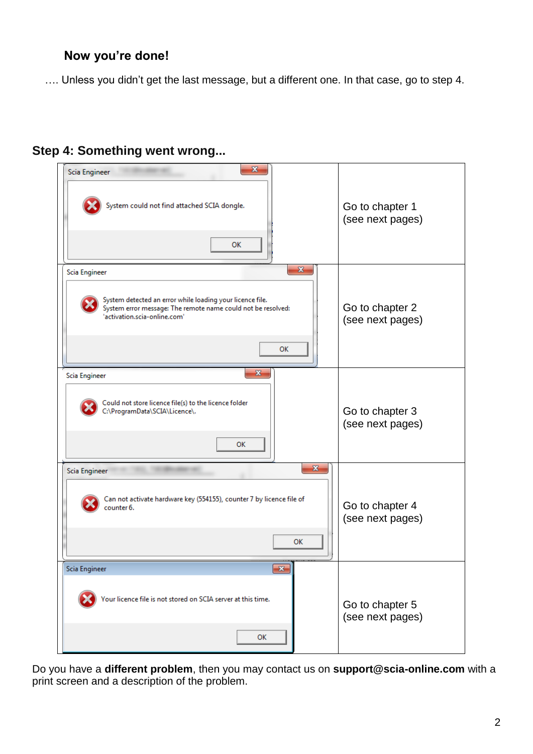**Now you're done!**

…. Unless you didn't get the last message, but a different one. In that case, go to step 4.

## Step 4: Something went wrong...

| Error message | Action |
|---|---|
| Scia Engineer — System could not find attached SCIA dongle. [OK] | Go to chapter 1 (see next pages) |
| Scia Engineer — System detected an error while loading your licence file. System error message: The remote name could not be resolved: 'activation.scia-online.com' [OK] | Go to chapter 2 (see next pages) |
| Scia Engineer — Could not store licence file(s) to the licence folder C:\ProgramData\SCIA\Licence\. [OK] | Go to chapter 3 (see next pages) |
| Scia Engineer — Can not activate hardware key (554155), counter 7 by licence file of counter 6. [OK] | Go to chapter 4 (see next pages) |
| Scia Engineer — Your licence file is not stored on SCIA server at this time. [OK] | Go to chapter 5 (see next pages) |

Do you have a **different problem**, then you may contact us on **support@scia-online.com** with a print screen and a description of the problem.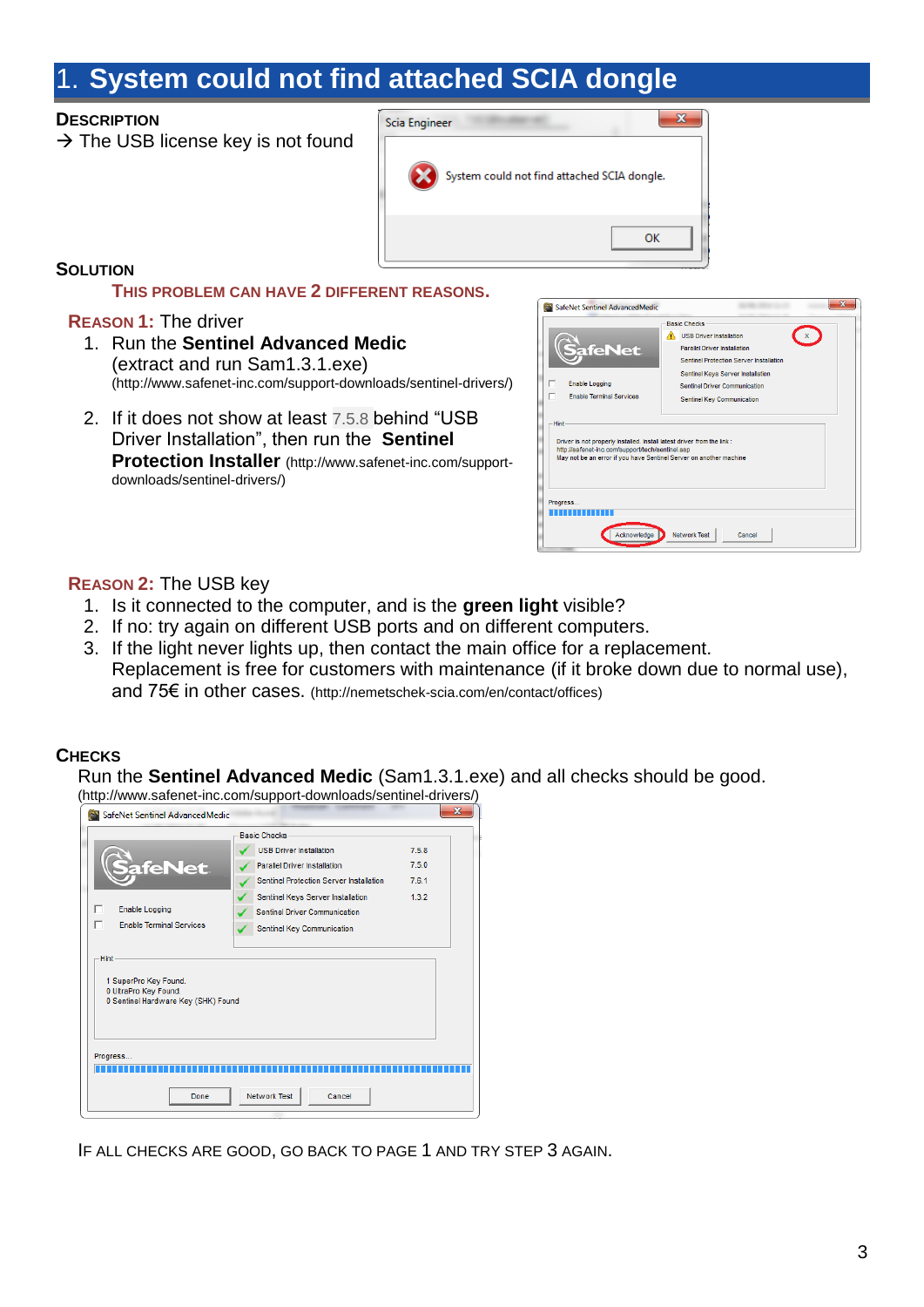# 1. System could not find attached SCIA dongle

**DESCRIPTION**

→ The USB license key is not found

**SOLUTION**

**THIS PROBLEM CAN HAVE 2 DIFFERENT REASONS.**

**REASON 1:** The driver

1. Run the **Sentinel Advanced Medic** (extract and run Sam1.3.1.exe) (http://www.safenet-inc.com/support-downloads/sentinel-drivers/)

2. If it does not show at least 7.5.8 behind "USB Driver Installation", then run the **Sentinel Protection Installer** (http://www.safenet-inc.com/support-downloads/sentinel-drivers/)

**REASON 2:** The USB key

1. Is it connected to the computer, and is the **green light** visible?
2. If no: try again on different USB ports and on different computers.
3. If the light never lights up, then contact the main office for a replacement. Replacement is free for customers with maintenance (if it broke down due to normal use), and 75€ in other cases. (http://nemetschek-scia.com/en/contact/offices)

**CHECKS**

Run the **Sentinel Advanced Medic** (Sam1.3.1.exe) and all checks should be good.
(http://www.safenet-inc.com/support-downloads/sentinel-drivers/)

IF ALL CHECKS ARE GOOD, GO BACK TO PAGE 1 AND TRY STEP 3 AGAIN.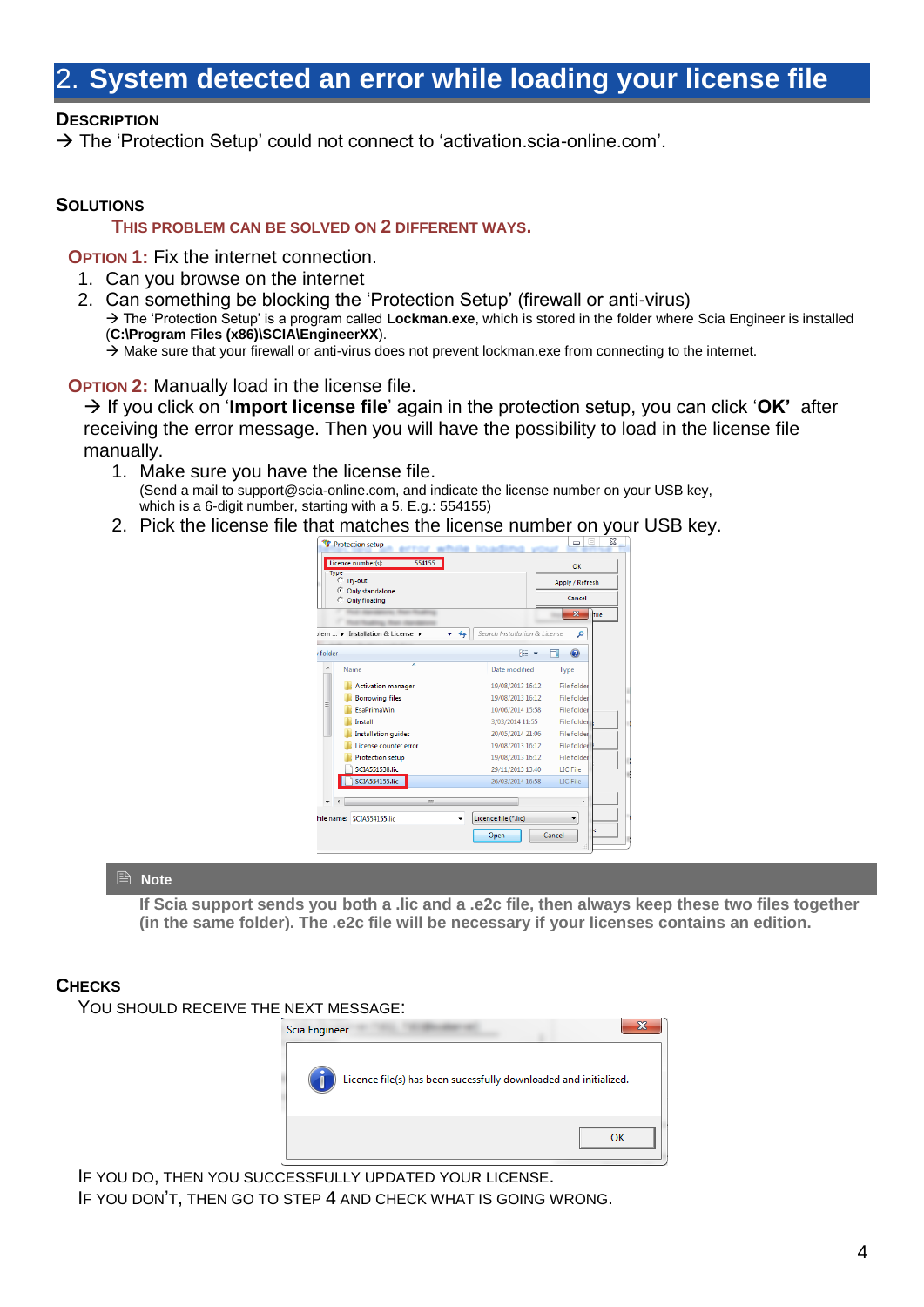## 2. System detected an error while loading your license file

**DESCRIPTION**

→ The 'Protection Setup' could not connect to 'activation.scia-online.com'.

**SOLUTIONS**

**THIS PROBLEM CAN BE SOLVED ON 2 DIFFERENT WAYS.**

**OPTION 1:** Fix the internet connection.

1. Can you browse on the internet
2. Can something be blocking the 'Protection Setup' (firewall or anti-virus)
   → The 'Protection Setup' is a program called **Lockman.exe**, which is stored in the folder where Scia Engineer is installed (**C:\Program Files (x86)\SCIA\EngineerXX**).
   → Make sure that your firewall or anti-virus does not prevent lockman.exe from connecting to the internet.

**OPTION 2:** Manually load in the license file.

→ If you click on '**Import license file**' again in the protection setup, you can click '**OK'** after receiving the error message. Then you will have the possibility to load in the license file manually.

1. Make sure you have the license file.
   (Send a mail to support@scia-online.com, and indicate the license number on your USB key, which is a 6-digit number, starting with a 5. E.g.: 554155)
2. Pick the license file that matches the license number on your USB key.

> **Note**
>
> **If Scia support sends you both a .lic and a .e2c file, then always keep these two files together (in the same folder). The .e2c file will be necessary if your licenses contains an edition.**

**CHECKS**

YOU SHOULD RECEIVE THE NEXT MESSAGE:

IF YOU DO, THEN YOU SUCCESSFULLY UPDATED YOUR LICENSE.

IF YOU DON'T, THEN GO TO STEP 4 AND CHECK WHAT IS GOING WRONG.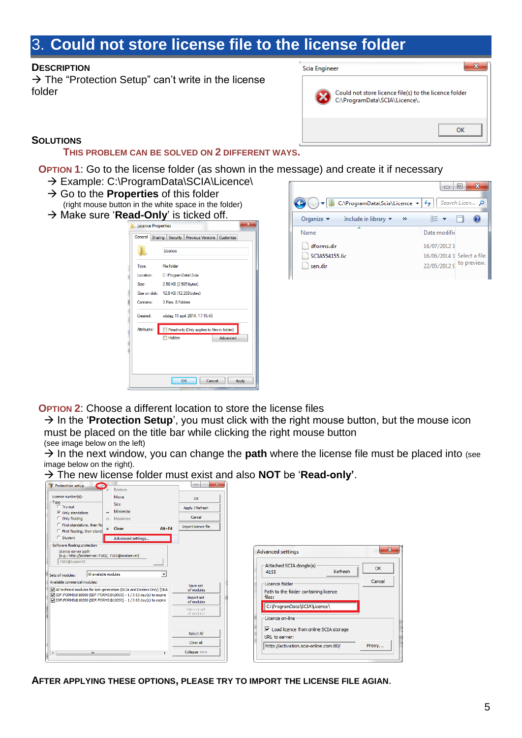# 3. Could not store license file to the license folder

**DESCRIPTION**

→ The “Protection Setup” can’t write in the license folder

**SOLUTIONS**

**THIS PROBLEM CAN BE SOLVED ON 2 DIFFERENT WAYS.**

**OPTION 1**: Go to the license folder (as shown in the message) and create it if necessary

→ Example: C:\ProgramData\SCIA\Licence\

→ Go to the **Properties** of this folder

(right mouse button in the white space in the folder)

→ Make sure ‘**Read-Only**’ is ticked off.

**OPTION 2**: Choose a different location to store the license files

→ In the ‘**Protection Setup**’, you must click with the right mouse button, but the mouse icon must be placed on the title bar while clicking the right mouse button

(see image below on the left)

→ In the next window, you can change the **path** where the license file must be placed into (see image below on the right).

→ The new license folder must exist and also **NOT** be ‘**Read-only**’.

**AFTER APPLYING THESE OPTIONS, PLEASE TRY TO IMPORT THE LICENSE FILE AGIAN.**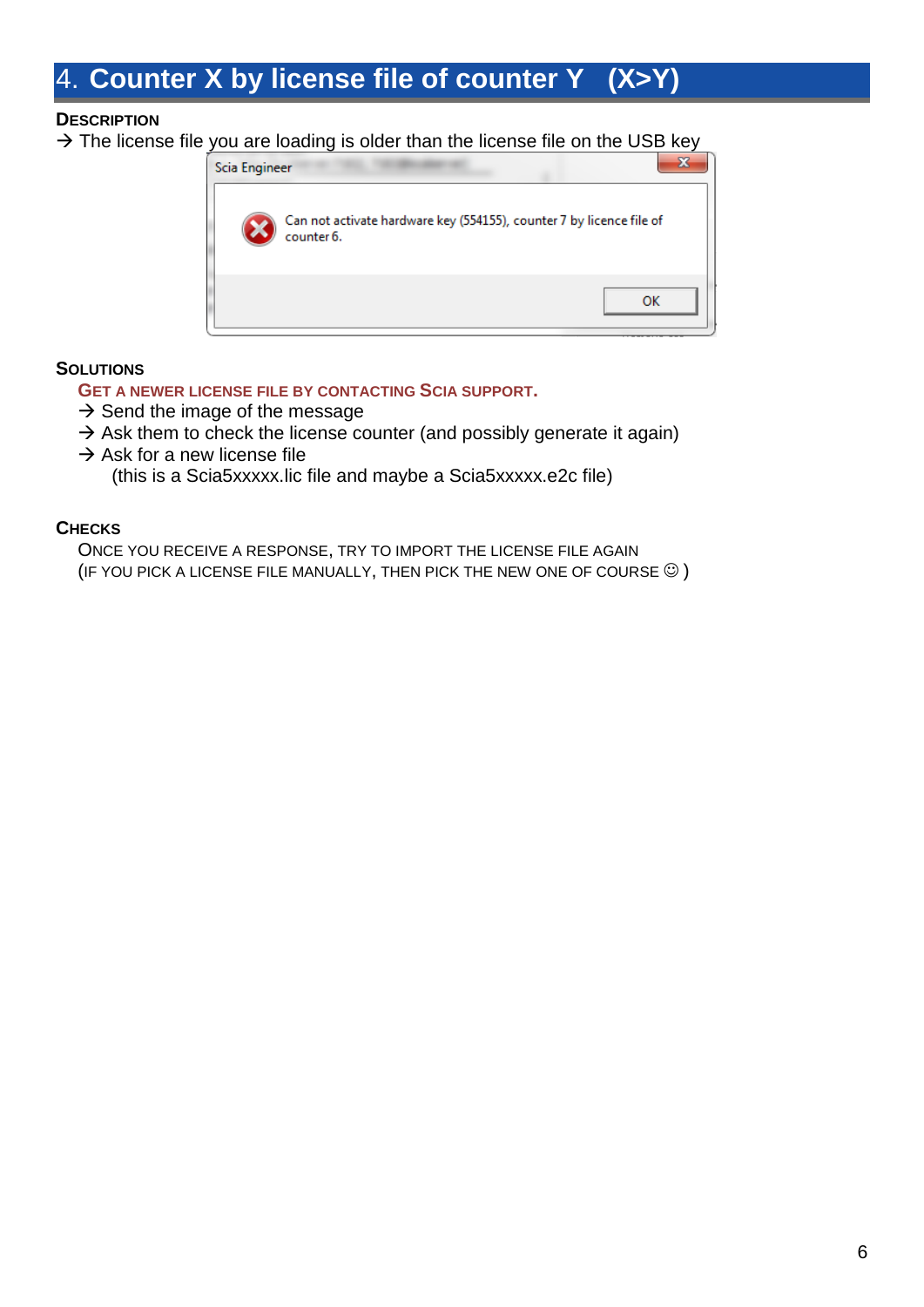# 4. Counter X by license file of counter Y (X>Y)

**DESCRIPTION**

→ The license file you are loading is older than the license file on the USB key

**SOLUTIONS**

**GET A NEWER LICENSE FILE BY CONTACTING SCIA SUPPORT.**

→ Send the image of the message
→ Ask them to check the license counter (and possibly generate it again)
→ Ask for a new license file
(this is a Scia5xxxxx.lic file and maybe a Scia5xxxxx.e2c file)

**CHECKS**

ONCE YOU RECEIVE A RESPONSE, TRY TO IMPORT THE LICENSE FILE AGAIN
(IF YOU PICK A LICENSE FILE MANUALLY, THEN PICK THE NEW ONE OF COURSE ☺ )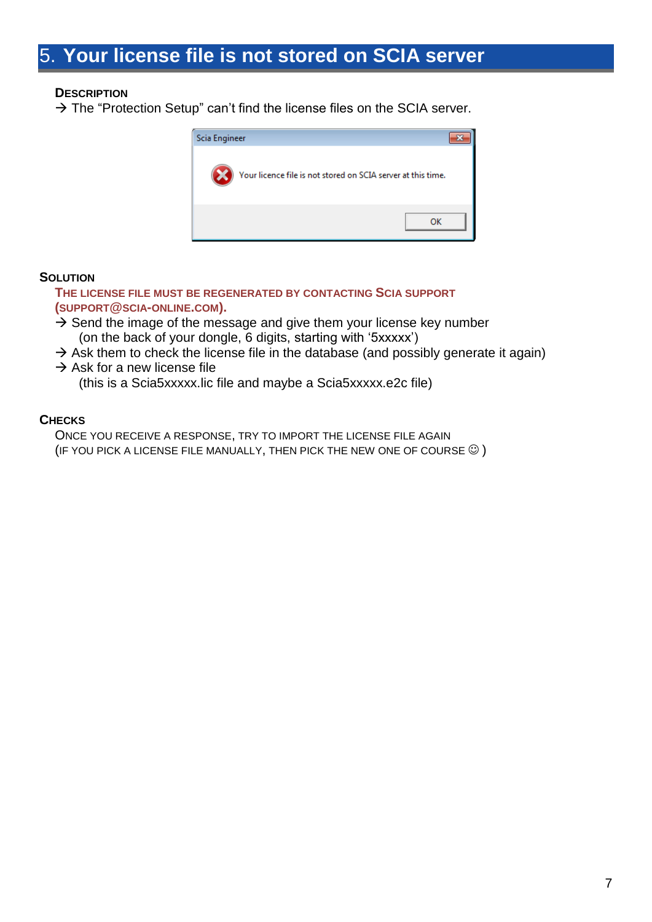# 5. Your license file is not stored on SCIA server

**DESCRIPTION**

→ The “Protection Setup” can’t find the license files on the SCIA server.

Scia Engineer

Your licence file is not stored on SCIA server at this time.

OK

**SOLUTION**

**THE LICENSE FILE MUST BE REGENERATED BY CONTACTING SCIA SUPPORT (SUPPORT@SCIA-ONLINE.COM).**

→ Send the image of the message and give them your license key number
(on the back of your dongle, 6 digits, starting with ‘5xxxxx’)

→ Ask them to check the license file in the database (and possibly generate it again)

→ Ask for a new license file
(this is a Scia5xxxxx.lic file and maybe a Scia5xxxxx.e2c file)

**CHECKS**

ONCE YOU RECEIVE A RESPONSE, TRY TO IMPORT THE LICENSE FILE AGAIN
(IF YOU PICK A LICENSE FILE MANUALLY, THEN PICK THE NEW ONE OF COURSE ☺ )